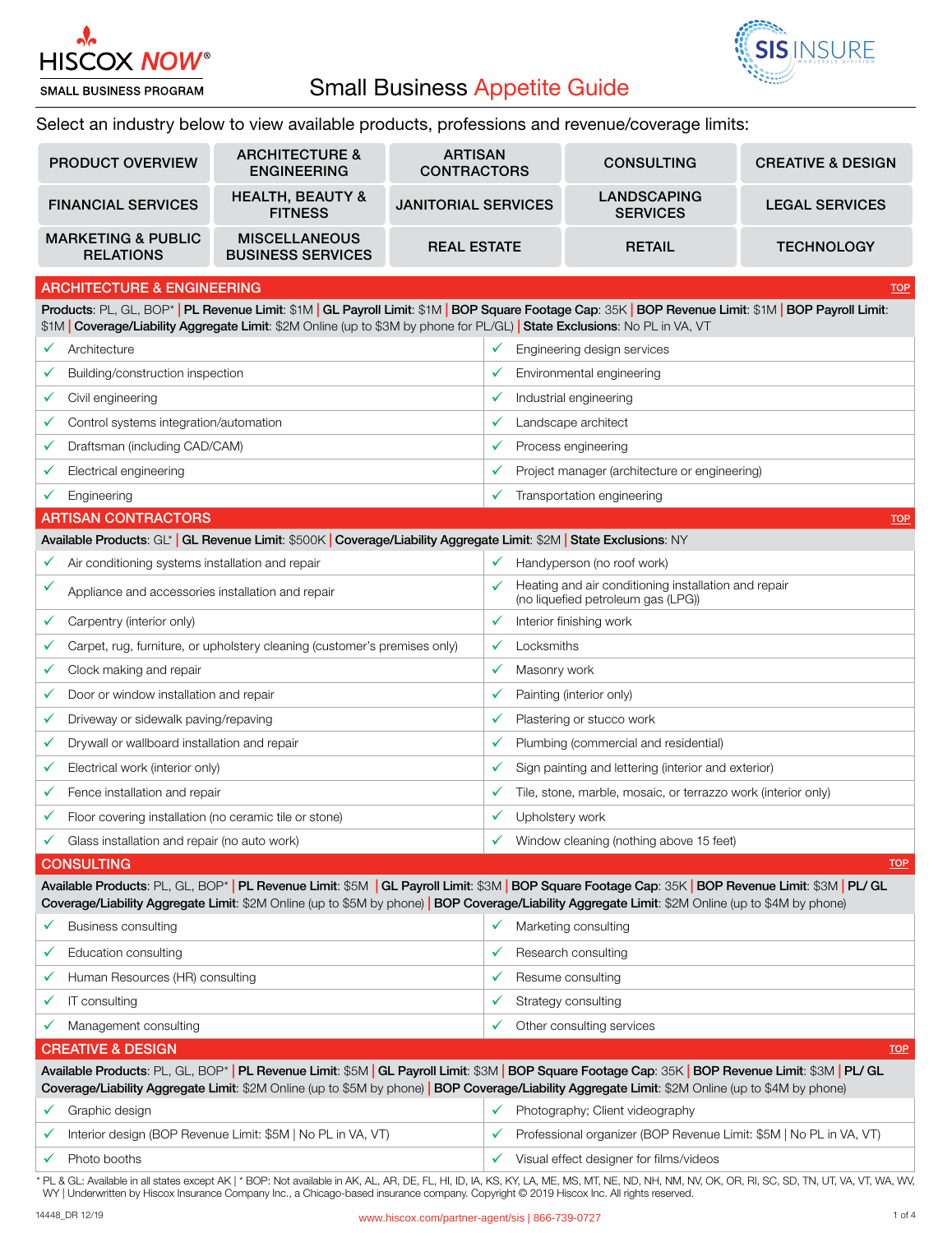HISCOX NOW®

SMALL BUSINESS PROGRAM

# Small Business Appetite Guide

SIS INSURE

Select an industry below to view available products, professions and revenue/coverage limits:

| | | | | |
|---|---|---|---|---|
| PRODUCT OVERVIEW | ARCHITECTURE & ENGINEERING | ARTISAN CONTRACTORS | CONSULTING | CREATIVE & DESIGN |
| FINANCIAL SERVICES | HEALTH, BEAUTY & FITNESS | JANITORIAL SERVICES | LANDSCAPING SERVICES | LEGAL SERVICES |
| MARKETING & PUBLIC RELATIONS | MISCELLANEOUS BUSINESS SERVICES | REAL ESTATE | RETAIL | TECHNOLOGY |

## ARCHITECTURE & ENGINEERING

TOP

**Products**: PL, GL, BOP* | **PL Revenue Limit**: $1M | **GL Payroll Limit**: $1M | **BOP Square Footage Cap**: 35K | **BOP Revenue Limit**: $1M | **BOP Payroll Limit**: $1M | **Coverage/Liability Aggregate Limit**: $2M Online (up to $3M by phone for PL/GL) | **State Exclusions**: No PL in VA, VT

| | |
|---|---|
| ✓ Architecture | ✓ Engineering design services |
| ✓ Building/construction inspection | ✓ Environmental engineering |
| ✓ Civil engineering | ✓ Industrial engineering |
| ✓ Control systems integration/automation | ✓ Landscape architect |
| ✓ Draftsman (including CAD/CAM) | ✓ Process engineering |
| ✓ Electrical engineering | ✓ Project manager (architecture or engineering) |
| ✓ Engineering | ✓ Transportation engineering |

## ARTISAN CONTRACTORS

TOP

**Available Products**: GL* | **GL Revenue Limit**: $500K | **Coverage/Liability Aggregate Limit**: $2M | **State Exclusions**: NY

| | |
|---|---|
| ✓ Air conditioning systems installation and repair | ✓ Handyperson (no roof work) |
| ✓ Appliance and accessories installation and repair | ✓ Heating and air conditioning installation and repair (no liquefied petroleum gas (LPG)) |
| ✓ Carpentry (interior only) | ✓ Interior finishing work |
| ✓ Carpet, rug, furniture, or upholstery cleaning (customer's premises only) | ✓ Locksmiths |
| ✓ Clock making and repair | ✓ Masonry work |
| ✓ Door or window installation and repair | ✓ Painting (interior only) |
| ✓ Driveway or sidewalk paving/repaving | ✓ Plastering or stucco work |
| ✓ Drywall or wallboard installation and repair | ✓ Plumbing (commercial and residential) |
| ✓ Electrical work (interior only) | ✓ Sign painting and lettering (interior and exterior) |
| ✓ Fence installation and repair | ✓ Tile, stone, marble, mosaic, or terrazzo work (interior only) |
| ✓ Floor covering installation (no ceramic tile or stone) | ✓ Upholstery work |
| ✓ Glass installation and repair (no auto work) | ✓ Window cleaning (nothing above 15 feet) |

## CONSULTING

TOP

**Available Products**: PL, GL, BOP* | **PL Revenue Limit**: $5M | **GL Payroll Limit**: $3M | **BOP Square Footage Cap**: 35K | **BOP Revenue Limit**: $3M | **PL/ GL Coverage/Liability Aggregate Limit**: $2M Online (up to $5M by phone) | **BOP Coverage/Liability Aggregate Limit**: $2M Online (up to $4M by phone)

| | |
|---|---|
| ✓ Business consulting | ✓ Marketing consulting |
| ✓ Education consulting | ✓ Research consulting |
| ✓ Human Resources (HR) consulting | ✓ Resume consulting |
| ✓ IT consulting | ✓ Strategy consulting |
| ✓ Management consulting | ✓ Other consulting services |

## CREATIVE & DESIGN

TOP

**Available Products**: PL, GL, BOP* | **PL Revenue Limit**: $5M | **GL Payroll Limit**: $3M | **BOP Square Footage Cap**: 35K | **BOP Revenue Limit**: $3M | **PL/ GL Coverage/Liability Aggregate Limit**: $2M Online (up to $5M by phone) | **BOP Coverage/Liability Aggregate Limit**: $2M Online (up to $4M by phone)

| | |
|---|---|
| ✓ Graphic design | ✓ Photography; Client videography |
| ✓ Interior design (BOP Revenue Limit: $5M \| No PL in VA, VT) | ✓ Professional organizer (BOP Revenue Limit: $5M \| No PL in VA, VT) |
| ✓ Photo booths | ✓ Visual effect designer for films/videos |

* PL & GL: Available in all states except AK | * BOP: Not available in AK, AL, AR, DE, FL, HI, ID, IA, KS, KY, LA, ME, MS, MT, NE, ND, NH, NM, NV, OK, OR, RI, SC, SD, TN, UT, VA, VT, WA, WV, WY | Underwritten by Hiscox Insurance Company Inc., a Chicago-based insurance company. Copyright © 2019 Hiscox Inc. All rights reserved.

14448_DR 12/19

www.hiscox.com/partner-agent/sis | 866-739-0727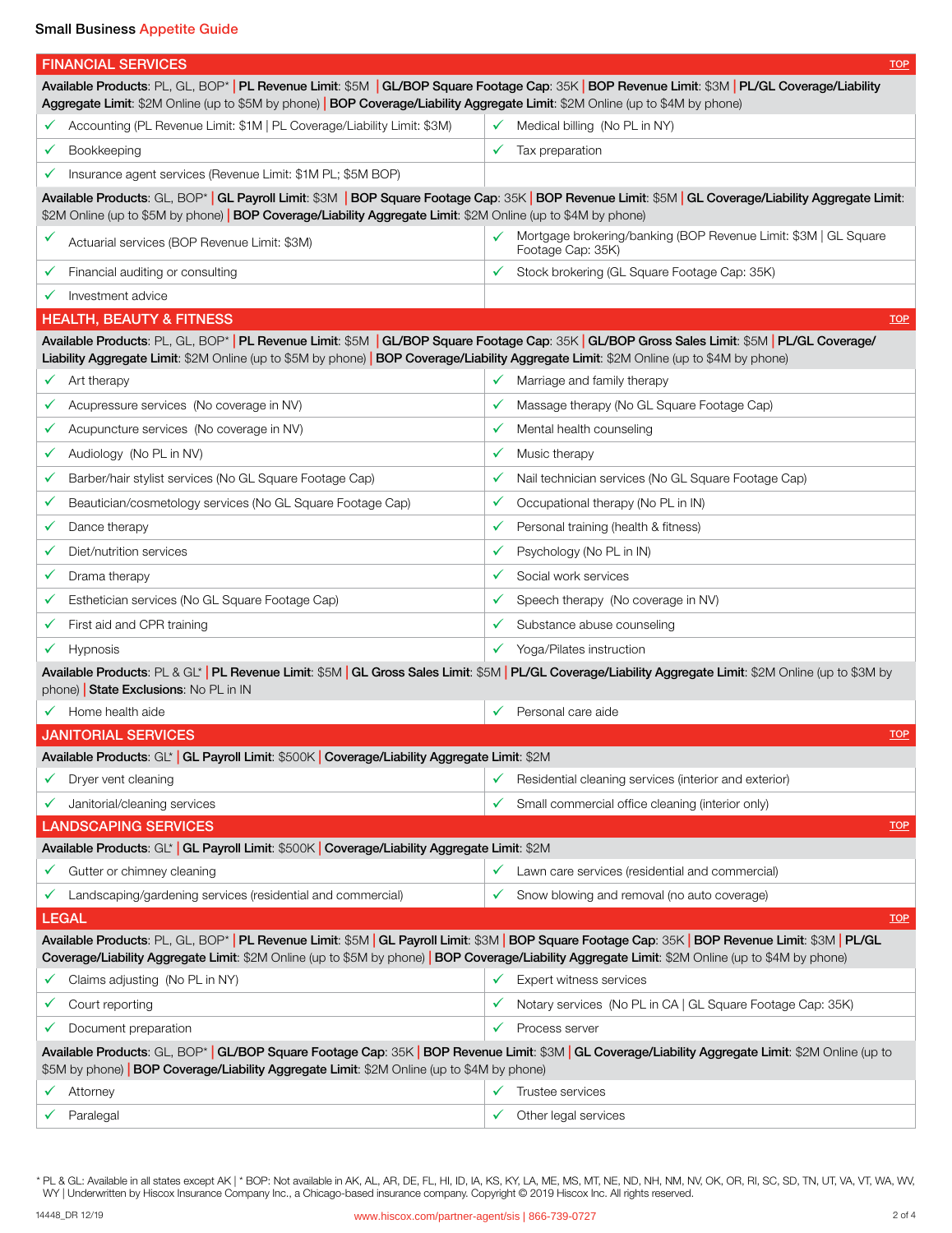Small Business **Appetite Guide**

## FINANCIAL SERVICES

**Available Products**: PL, GL, BOP* | **PL Revenue Limit**: $5M | **GL/BOP Square Footage Cap**: 35K | **BOP Revenue Limit**: $3M | **PL/GL Coverage/Liability Aggregate Limit**: $2M Online (up to $5M by phone) | **BOP Coverage/Liability Aggregate Limit**: $2M Online (up to $4M by phone)

| | |
|---|---|
| ✓ Accounting (PL Revenue Limit: $1M \| PL Coverage/Liability Limit: $3M) | ✓ Medical billing (No PL in NY) |
| ✓ Bookkeeping | ✓ Tax preparation |
| ✓ Insurance agent services (Revenue Limit: $1M PL; $5M BOP) | |

**Available Products**: GL, BOP* | **GL Payroll Limit**: $3M | **BOP Square Footage Cap**: 35K | **BOP Revenue Limit**: $5M | **GL Coverage/Liability Aggregate Limit**: $2M Online (up to $5M by phone) | **BOP Coverage/Liability Aggregate Limit**: $2M Online (up to $4M by phone)

| | |
|---|---|
| ✓ Actuarial services (BOP Revenue Limit: $3M) | ✓ Mortgage brokering/banking (BOP Revenue Limit: $3M \| GL Square Footage Cap: 35K) |
| ✓ Financial auditing or consulting | ✓ Stock brokering (GL Square Footage Cap: 35K) |
| ✓ Investment advice | |

## HEALTH, BEAUTY & FITNESS

**Available Products**: PL, GL, BOP* | **PL Revenue Limit**: $5M | **GL/BOP Square Footage Cap**: 35K | **GL/BOP Gross Sales Limit**: $5M | **PL/GL Coverage/Liability Aggregate Limit**: $2M Online (up to $5M by phone) | **BOP Coverage/Liability Aggregate Limit**: $2M Online (up to $4M by phone)

| | |
|---|---|
| ✓ Art therapy | ✓ Marriage and family therapy |
| ✓ Acupressure services (No coverage in NV) | ✓ Massage therapy (No GL Square Footage Cap) |
| ✓ Acupuncture services (No coverage in NV) | ✓ Mental health counseling |
| ✓ Audiology (No PL in NV) | ✓ Music therapy |
| ✓ Barber/hair stylist services (No GL Square Footage Cap) | ✓ Nail technician services (No GL Square Footage Cap) |
| ✓ Beautician/cosmetology services (No GL Square Footage Cap) | ✓ Occupational therapy (No PL in IN) |
| ✓ Dance therapy | ✓ Personal training (health & fitness) |
| ✓ Diet/nutrition services | ✓ Psychology (No PL in IN) |
| ✓ Drama therapy | ✓ Social work services |
| ✓ Esthetician services (No GL Square Footage Cap) | ✓ Speech therapy (No coverage in NV) |
| ✓ First aid and CPR training | ✓ Substance abuse counseling |
| ✓ Hypnosis | ✓ Yoga/Pilates instruction |

**Available Products**: PL & GL* | **PL Revenue Limit**: $5M | **GL Gross Sales Limit**: $5M | **PL/GL Coverage/Liability Aggregate Limit**: $2M Online (up to $3M by phone) | **State Exclusions**: No PL in IN

| | |
|---|---|
| ✓ Home health aide | ✓ Personal care aide |

## JANITORIAL SERVICES

**Available Products**: GL* | **GL Payroll Limit**: $500K | **Coverage/Liability Aggregate Limit**: $2M

| | |
|---|---|
| ✓ Dryer vent cleaning | ✓ Residential cleaning services (interior and exterior) |
| ✓ Janitorial/cleaning services | ✓ Small commercial office cleaning (interior only) |

## LANDSCAPING SERVICES

**Available Products**: GL* | **GL Payroll Limit**: $500K | **Coverage/Liability Aggregate Limit**: $2M

| | |
|---|---|
| ✓ Gutter or chimney cleaning | ✓ Lawn care services (residential and commercial) |
| ✓ Landscaping/gardening services (residential and commercial) | ✓ Snow blowing and removal (no auto coverage) |

## LEGAL

**Available Products**: PL, GL, BOP* | **PL Revenue Limit**: $5M | **GL Payroll Limit**: $3M | **BOP Square Footage Cap**: 35K | **BOP Revenue Limit**: $3M | **PL/GL Coverage/Liability Aggregate Limit**: $2M Online (up to $5M by phone) | **BOP Coverage/Liability Aggregate Limit**: $2M Online (up to $4M by phone)

| | |
|---|---|
| ✓ Claims adjusting (No PL in NY) | ✓ Expert witness services |
| ✓ Court reporting | ✓ Notary services (No PL in CA \| GL Square Footage Cap: 35K) |
| ✓ Document preparation | ✓ Process server |

**Available Products**: GL, BOP* | **GL/BOP Square Footage Cap**: 35K | **BOP Revenue Limit**: $3M | **GL Coverage/Liability Aggregate Limit**: $2M Online (up to $5M by phone) | **BOP Coverage/Liability Aggregate Limit**: $2M Online (up to $4M by phone)

| | |
|---|---|
| ✓ Attorney | ✓ Trustee services |
| ✓ Paralegal | ✓ Other legal services |

* PL & GL: Available in all states except AK | * BOP: Not available in AK, AL, AR, DE, FL, HI, ID, IA, KS, KY, LA, ME, MS, MT, NE, ND, NH, NM, NV, OK, OR, RI, SC, SD, TN, UT, VA, VT, WA, WV, WY | Underwritten by Hiscox Insurance Company Inc., a Chicago-based insurance company. Copyright © 2019 Hiscox Inc. All rights reserved.

14448_DR 12/19 www.hiscox.com/partner-agent/sis | 866-739-0727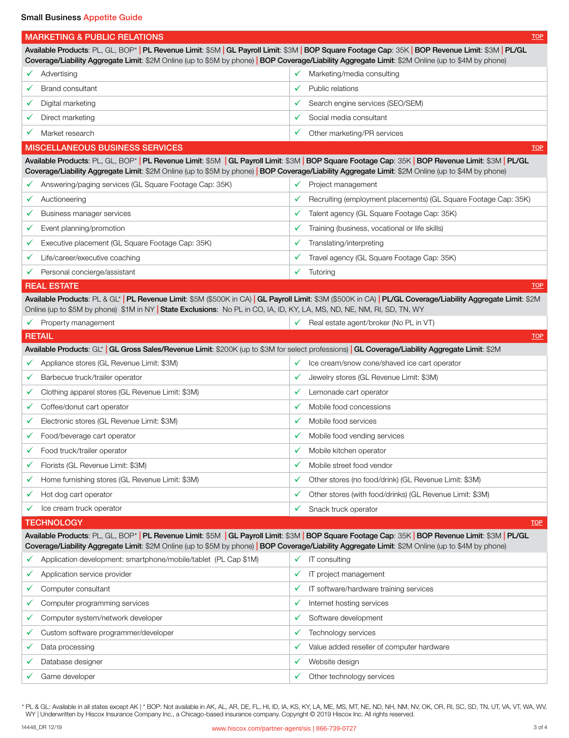Small Business Appetite Guide

## MARKETING & PUBLIC RELATIONS

**Available Products**: PL, GL, BOP* | **PL Revenue Limit**: $5M | **GL Payroll Limit**: $3M | **BOP Square Footage Cap**: 35K | **BOP Revenue Limit**: $3M | **PL/GL Coverage/Liability Aggregate Limit**: $2M Online (up to $5M by phone) | **BOP Coverage/Liability Aggregate Limit**: $2M Online (up to $4M by phone)

| | |
|---|---|
| ✓ Advertising | ✓ Marketing/media consulting |
| ✓ Brand consultant | ✓ Public relations |
| ✓ Digital marketing | ✓ Search engine services (SEO/SEM) |
| ✓ Direct marketing | ✓ Social media consultant |
| ✓ Market research | ✓ Other marketing/PR services |

## MISCELLANEOUS BUSINESS SERVICES

**Available Products**: PL, GL, BOP* | **PL Revenue Limit**: $5M | **GL Payroll Limit**: $3M | **BOP Square Footage Cap**: 35K | **BOP Revenue Limit**: $3M | **PL/GL Coverage/Liability Aggregate Limit**: $2M Online (up to $5M by phone) | **BOP Coverage/Liability Aggregate Limit**: $2M Online (up to $4M by phone)

| | |
|---|---|
| ✓ Answering/paging services (GL Square Footage Cap: 35K) | ✓ Project management |
| ✓ Auctioneering | ✓ Recruiting (employment placements) (GL Square Footage Cap: 35K) |
| ✓ Business manager services | ✓ Talent agency (GL Square Footage Cap: 35K) |
| ✓ Event planning/promotion | ✓ Training (business, vocational or life skills) |
| ✓ Executive placement (GL Square Footage Cap: 35K) | ✓ Translating/interpreting |
| ✓ Life/career/executive coaching | ✓ Travel agency (GL Square Footage Cap: 35K) |
| ✓ Personal concierge/assistant | ✓ Tutoring |

## REAL ESTATE

**Available Products**: PL & GL* | **PL Revenue Limit**: $5M ($500K in CA) | **GL Payroll Limit**: $3M ($500K in CA) | **PL/GL Coverage/Liability Aggregate Limit**: $2M Online (up to $5M by phone) $1M in NY | **State Exclusions**: No PL in CO, IA, ID, KY, LA, MS, ND, NE, NM, RI, SD, TN, WY

| | |
|---|---|
| ✓ Property management | ✓ Real estate agent/broker (No PL in VT) |

## RETAIL

**Available Products**: GL* | **GL Gross Sales/Revenue Limit**: $200K (up to $3M for select professions) | **GL Coverage/Liability Aggregate Limit**: $2M

| | |
|---|---|
| ✓ Appliance stores (GL Revenue Limit: $3M) | ✓ Ice cream/snow cone/shaved ice cart operator |
| ✓ Barbecue truck/trailer operator | ✓ Jewelry stores (GL Revenue Limit: $3M) |
| ✓ Clothing apparel stores (GL Revenue Limit: $3M) | ✓ Lemonade cart operator |
| ✓ Coffee/donut cart operator | ✓ Mobile food concessions |
| ✓ Electronic stores (GL Revenue Limit: $3M) | ✓ Mobile food services |
| ✓ Food/beverage cart operator | ✓ Mobile food vending services |
| ✓ Food truck/trailer operator | ✓ Mobile kitchen operator |
| ✓ Florists (GL Revenue Limit: $3M) | ✓ Mobile street food vendor |
| ✓ Home furnishing stores (GL Revenue Limit: $3M) | ✓ Other stores (no food/drink) (GL Revenue Limit: $3M) |
| ✓ Hot dog cart operator | ✓ Other stores (with food/drinks) (GL Revenue Limit: $3M) |
| ✓ Ice cream truck operator | ✓ Snack truck operator |

## TECHNOLOGY

**Available Products**: PL, GL, BOP* | **PL Revenue Limit**: $5M | **GL Payroll Limit**: $3M | **BOP Square Footage Cap**: 35K | **BOP Revenue Limit**: $3M | **PL/GL Coverage/Liability Aggregate Limit**: $2M Online (up to $5M by phone) | **BOP Coverage/Liability Aggregate Limit**: $2M Online (up to $4M by phone)

| | |
|---|---|
| ✓ Application development: smartphone/mobile/tablet (PL Cap $1M) | ✓ IT consulting |
| ✓ Application service provider | ✓ IT project management |
| ✓ Computer consultant | ✓ IT software/hardware training services |
| ✓ Computer programming services | ✓ Internet hosting services |
| ✓ Computer system/network developer | ✓ Software development |
| ✓ Custom software programmer/developer | ✓ Technology services |
| ✓ Data processing | ✓ Value added reseller of computer hardware |
| ✓ Database designer | ✓ Website design |
| ✓ Game developer | ✓ Other technology services |

* PL & GL: Available in all states except AK | * BOP: Not available in AK, AL, AR, DE, FL, HI, ID, IA, KS, KY, LA, ME, MS, MT, NE, ND, NH, NM, NV, OK, OR, RI, SC, SD, TN, UT, VA, VT, WA, WV, WY | Underwritten by Hiscox Insurance Company Inc., a Chicago-based insurance company. Copyright © 2019 Hiscox Inc. All rights reserved.

14448_DR 12/19

www.hiscox.com/partner-agent/sis | 866-739-0727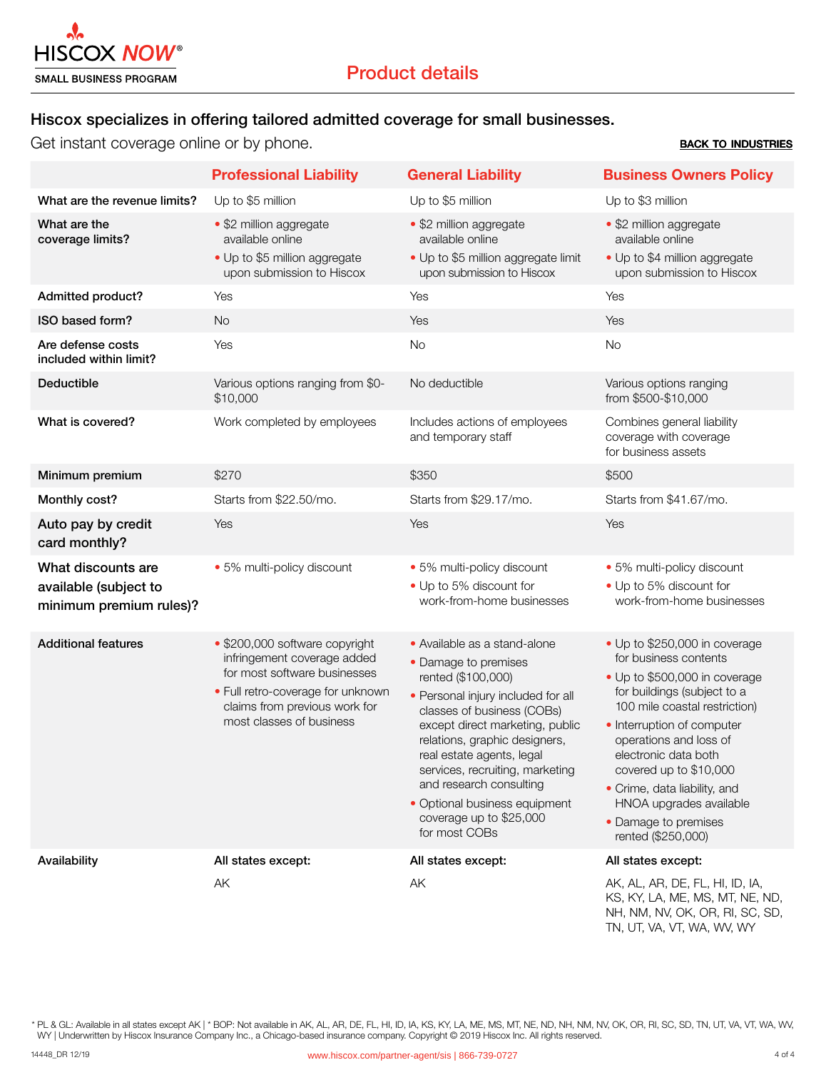HISCOX NOW®

SMALL BUSINESS PROGRAM

# Product details

## Hiscox specializes in offering tailored admitted coverage for small businesses.

Get instant coverage online or by phone.

**BACK TO INDUSTRIES**

| | Professional Liability | General Liability | Business Owners Policy |
|---|---|---|---|
| **What are the revenue limits?** | Up to $5 million | Up to $5 million | Up to $3 million |
| **What are the coverage limits?** | • $2 million aggregate available online<br>• Up to $5 million aggregate upon submission to Hiscox | • $2 million aggregate available online<br>• Up to $5 million aggregate limit upon submission to Hiscox | • $2 million aggregate available online<br>• Up to $4 million aggregate upon submission to Hiscox |
| **Admitted product?** | Yes | Yes | Yes |
| **ISO based form?** | No | Yes | Yes |
| **Are defense costs included within limit?** | Yes | No | No |
| **Deductible** | Various options ranging from $0-$10,000 | No deductible | Various options ranging from $500-$10,000 |
| **What is covered?** | Work completed by employees | Includes actions of employees and temporary staff | Combines general liability coverage with coverage for business assets |
| **Minimum premium** | $270 | $350 | $500 |
| **Monthly cost?** | Starts from $22.50/mo. | Starts from $29.17/mo. | Starts from $41.67/mo. |
| **Auto pay by credit card monthly?** | Yes | Yes | Yes |
| **What discounts are available (subject to minimum premium rules)?** | • 5% multi-policy discount | • 5% multi-policy discount<br>• Up to 5% discount for work-from-home businesses | • 5% multi-policy discount<br>• Up to 5% discount for work-from-home businesses |
| **Additional features** | • $200,000 software copyright infringement coverage added for most software businesses<br>• Full retro-coverage for unknown claims from previous work for most classes of business | • Available as a stand-alone<br>• Damage to premises rented ($100,000)<br>• Personal injury included for all classes of business (COBs) except direct marketing, public relations, graphic designers, real estate agents, legal services, recruiting, marketing and research consulting<br>• Optional business equipment coverage up to $25,000 for most COBs | • Up to $250,000 in coverage for business contents<br>• Up to $500,000 in coverage for buildings (subject to a 100 mile coastal restriction)<br>• Interruption of computer operations and loss of electronic data both covered up to $10,000<br>• Crime, data liability, and HNOA upgrades available<br>• Damage to premises rented ($250,000) |
| **Availability** | **All states except:**<br>AK | **All states except:**<br>AK | **All states except:**<br>AK, AL, AR, DE, FL, HI, ID, IA, KS, KY, LA, ME, MS, MT, NE, ND, NH, NM, NV, OK, OR, RI, SC, SD, TN, UT, VA, VT, WA, WV, WY |

* PL & GL: Available in all states except AK | * BOP: Not available in AK, AL, AR, DE, FL, HI, ID, IA, KS, KY, LA, ME, MS, MT, NE, ND, NH, NM, NV, OK, OR, RI, SC, SD, TN, UT, VA, VT, WA, WV, WY | Underwritten by Hiscox Insurance Company Inc., a Chicago-based insurance company. Copyright © 2019 Hiscox Inc. All rights reserved.

14448_DR 12/19

www.hiscox.com/partner-agent/sis | 866-739-0727